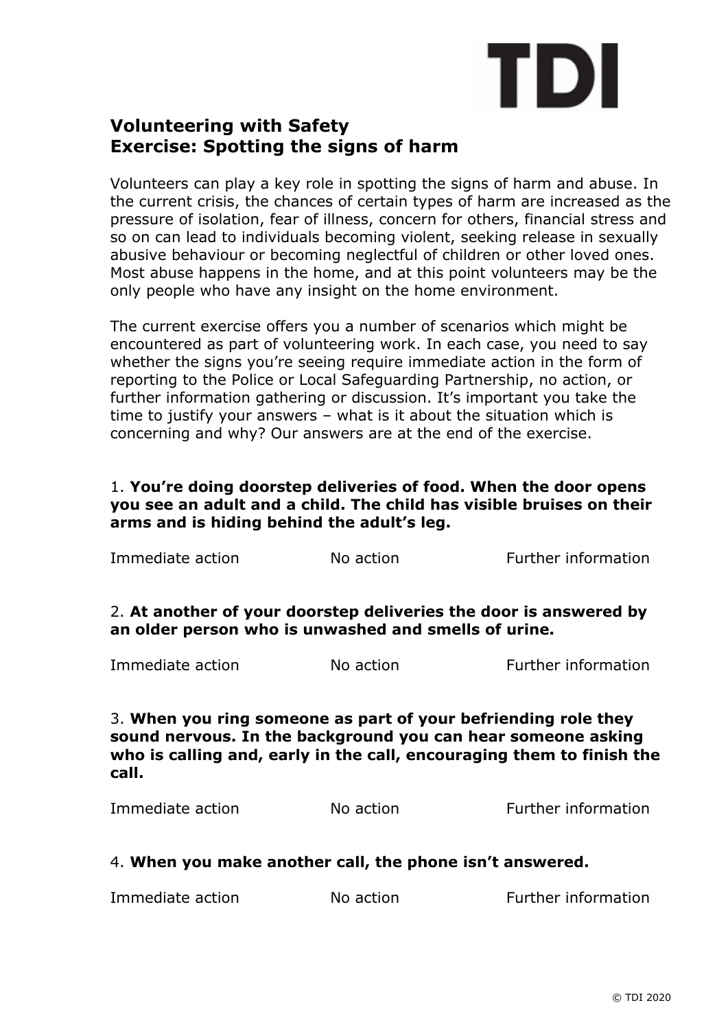TDI

## Volunteering with Safety
## Exercise: Spotting the signs of harm

Volunteers can play a key role in spotting the signs of harm and abuse. In the current crisis, the chances of certain types of harm are increased as the pressure of isolation, fear of illness, concern for others, financial stress and so on can lead to individuals becoming violent, seeking release in sexually abusive behaviour or becoming neglectful of children or other loved ones. Most abuse happens in the home, and at this point volunteers may be the only people who have any insight on the home environment.

The current exercise offers you a number of scenarios which might be encountered as part of volunteering work. In each case, you need to say whether the signs you're seeing require immediate action in the form of reporting to the Police or Local Safeguarding Partnership, no action, or further information gathering or discussion. It's important you take the time to justify your answers – what is it about the situation which is concerning and why? Our answers are at the end of the exercise.

1. **You're doing doorstep deliveries of food. When the door opens you see an adult and a child. The child has visible bruises on their arms and is hiding behind the adult's leg.**

Immediate action　　No action　　Further information

2. **At another of your doorstep deliveries the door is answered by an older person who is unwashed and smells of urine.**

Immediate action　　No action　　Further information

3. **When you ring someone as part of your befriending role they sound nervous. In the background you can hear someone asking who is calling and, early in the call, encouraging them to finish the call.**

Immediate action　　No action　　Further information

4. **When you make another call, the phone isn't answered.**

Immediate action　　No action　　Further information

© TDI 2020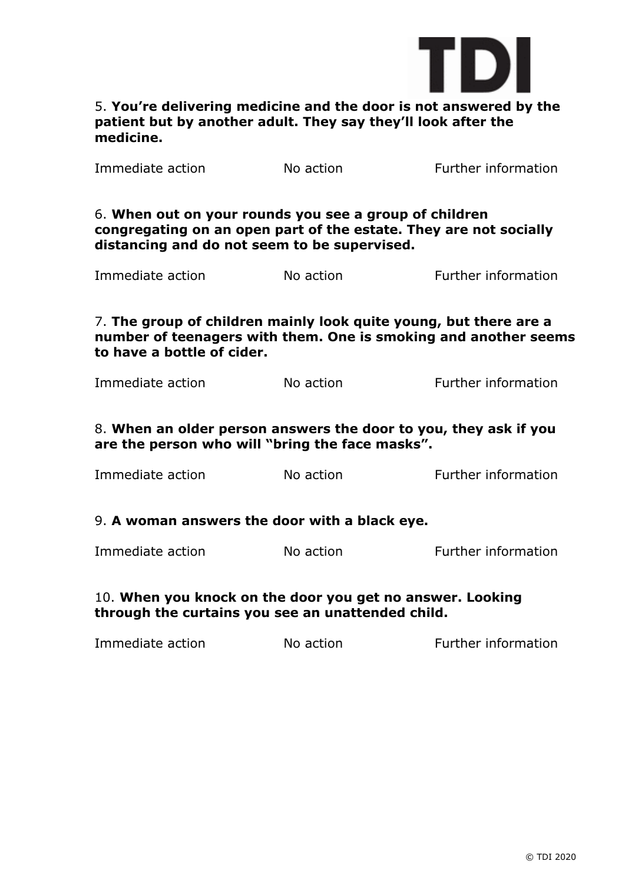5. **You're delivering medicine and the door is not answered by the patient but by another adult. They say they'll look after the medicine.**

Immediate action		No action		Further information

6. **When out on your rounds you see a group of children congregating on an open part of the estate. They are not socially distancing and do not seem to be supervised.**

Immediate action		No action		Further information

7. **The group of children mainly look quite young, but there are a number of teenagers with them. One is smoking and another seems to have a bottle of cider.**

Immediate action		No action		Further information

8. **When an older person answers the door to you, they ask if you are the person who will "bring the face masks".**

Immediate action		No action		Further information

9. **A woman answers the door with a black eye.**

Immediate action		No action		Further information

10. **When you knock on the door you get no answer. Looking through the curtains you see an unattended child.**

Immediate action		No action		Further information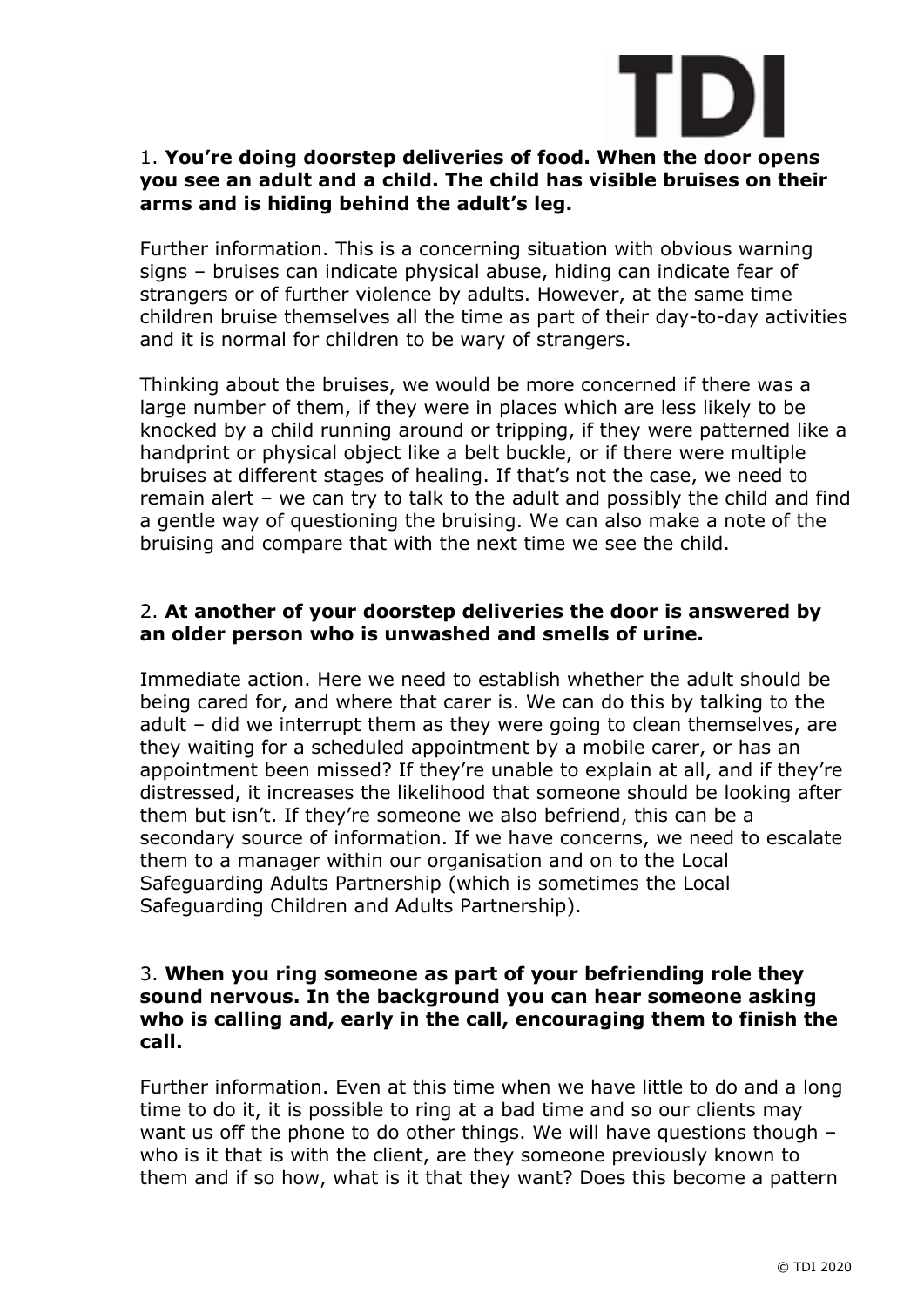1. **You're doing doorstep deliveries of food. When the door opens you see an adult and a child. The child has visible bruises on their arms and is hiding behind the adult's leg.**

Further information. This is a concerning situation with obvious warning signs – bruises can indicate physical abuse, hiding can indicate fear of strangers or of further violence by adults. However, at the same time children bruise themselves all the time as part of their day-to-day activities and it is normal for children to be wary of strangers.

Thinking about the bruises, we would be more concerned if there was a large number of them, if they were in places which are less likely to be knocked by a child running around or tripping, if they were patterned like a handprint or physical object like a belt buckle, or if there were multiple bruises at different stages of healing. If that's not the case, we need to remain alert – we can try to talk to the adult and possibly the child and find a gentle way of questioning the bruising. We can also make a note of the bruising and compare that with the next time we see the child.

2. **At another of your doorstep deliveries the door is answered by an older person who is unwashed and smells of urine.**

Immediate action. Here we need to establish whether the adult should be being cared for, and where that carer is. We can do this by talking to the adult – did we interrupt them as they were going to clean themselves, are they waiting for a scheduled appointment by a mobile carer, or has an appointment been missed? If they're unable to explain at all, and if they're distressed, it increases the likelihood that someone should be looking after them but isn't. If they're someone we also befriend, this can be a secondary source of information. If we have concerns, we need to escalate them to a manager within our organisation and on to the Local Safeguarding Adults Partnership (which is sometimes the Local Safeguarding Children and Adults Partnership).

3. **When you ring someone as part of your befriending role they sound nervous. In the background you can hear someone asking who is calling and, early in the call, encouraging them to finish the call.**

Further information. Even at this time when we have little to do and a long time to do it, it is possible to ring at a bad time and so our clients may want us off the phone to do other things. We will have questions though – who is it that is with the client, are they someone previously known to them and if so how, what is it that they want? Does this become a pattern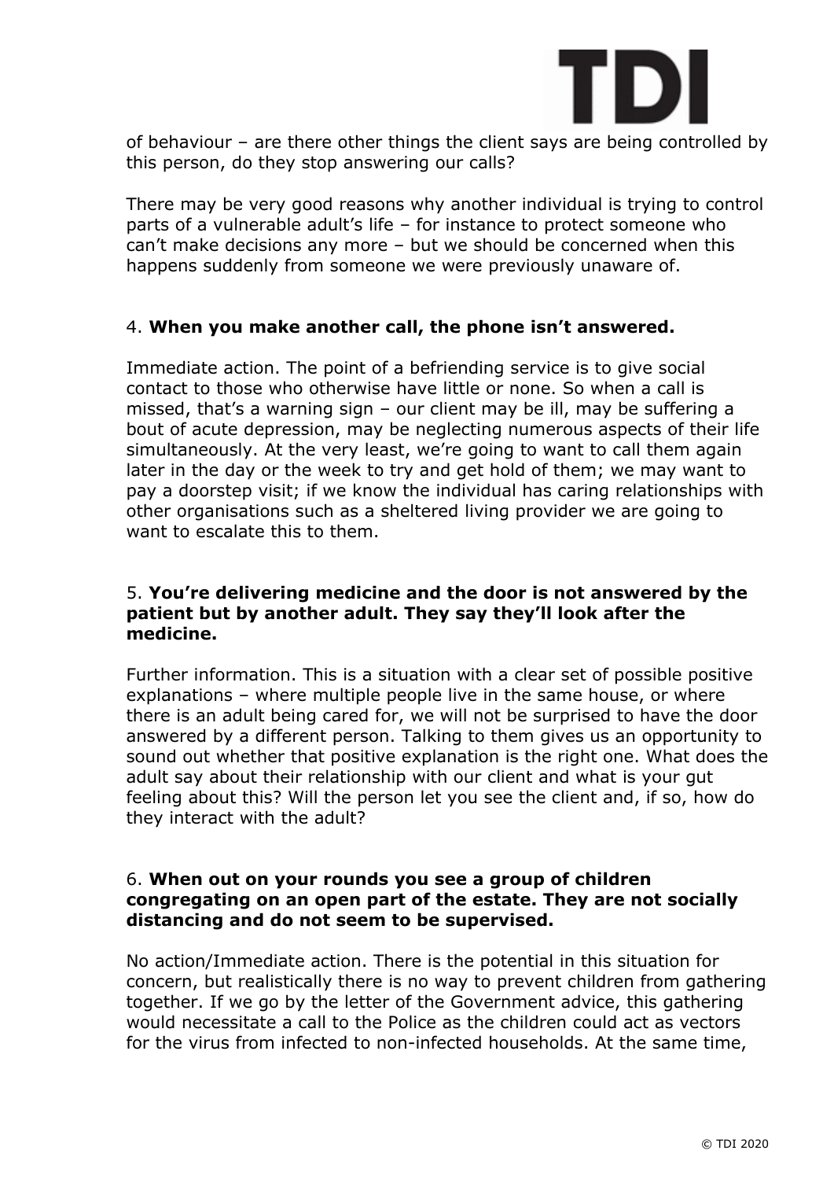of behaviour – are there other things the client says are being controlled by this person, do they stop answering our calls?

There may be very good reasons why another individual is trying to control parts of a vulnerable adult's life – for instance to protect someone who can't make decisions any more – but we should be concerned when this happens suddenly from someone we were previously unaware of.

4. **When you make another call, the phone isn't answered.**

Immediate action. The point of a befriending service is to give social contact to those who otherwise have little or none. So when a call is missed, that's a warning sign – our client may be ill, may be suffering a bout of acute depression, may be neglecting numerous aspects of their life simultaneously. At the very least, we're going to want to call them again later in the day or the week to try and get hold of them; we may want to pay a doorstep visit; if we know the individual has caring relationships with other organisations such as a sheltered living provider we are going to want to escalate this to them.

5. **You're delivering medicine and the door is not answered by the patient but by another adult. They say they'll look after the medicine.**

Further information. This is a situation with a clear set of possible positive explanations – where multiple people live in the same house, or where there is an adult being cared for, we will not be surprised to have the door answered by a different person. Talking to them gives us an opportunity to sound out whether that positive explanation is the right one. What does the adult say about their relationship with our client and what is your gut feeling about this? Will the person let you see the client and, if so, how do they interact with the adult?

6. **When out on your rounds you see a group of children congregating on an open part of the estate. They are not socially distancing and do not seem to be supervised.**

No action/Immediate action. There is the potential in this situation for concern, but realistically there is no way to prevent children from gathering together. If we go by the letter of the Government advice, this gathering would necessitate a call to the Police as the children could act as vectors for the virus from infected to non-infected households. At the same time,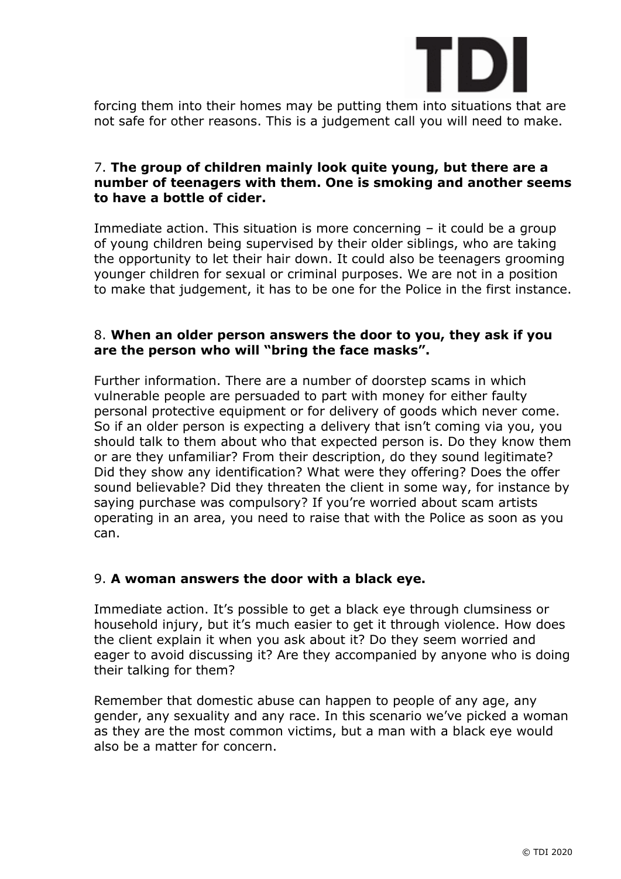forcing them into their homes may be putting them into situations that are not safe for other reasons. This is a judgement call you will need to make.

7. **The group of children mainly look quite young, but there are a number of teenagers with them. One is smoking and another seems to have a bottle of cider.**

Immediate action. This situation is more concerning – it could be a group of young children being supervised by their older siblings, who are taking the opportunity to let their hair down. It could also be teenagers grooming younger children for sexual or criminal purposes. We are not in a position to make that judgement, it has to be one for the Police in the first instance.

8. **When an older person answers the door to you, they ask if you are the person who will "bring the face masks".**

Further information. There are a number of doorstep scams in which vulnerable people are persuaded to part with money for either faulty personal protective equipment or for delivery of goods which never come. So if an older person is expecting a delivery that isn't coming via you, you should talk to them about who that expected person is. Do they know them or are they unfamiliar? From their description, do they sound legitimate? Did they show any identification? What were they offering? Does the offer sound believable? Did they threaten the client in some way, for instance by saying purchase was compulsory? If you're worried about scam artists operating in an area, you need to raise that with the Police as soon as you can.

9. **A woman answers the door with a black eye.**

Immediate action. It's possible to get a black eye through clumsiness or household injury, but it's much easier to get it through violence. How does the client explain it when you ask about it? Do they seem worried and eager to avoid discussing it? Are they accompanied by anyone who is doing their talking for them?

Remember that domestic abuse can happen to people of any age, any gender, any sexuality and any race. In this scenario we've picked a woman as they are the most common victims, but a man with a black eye would also be a matter for concern.

© TDI 2020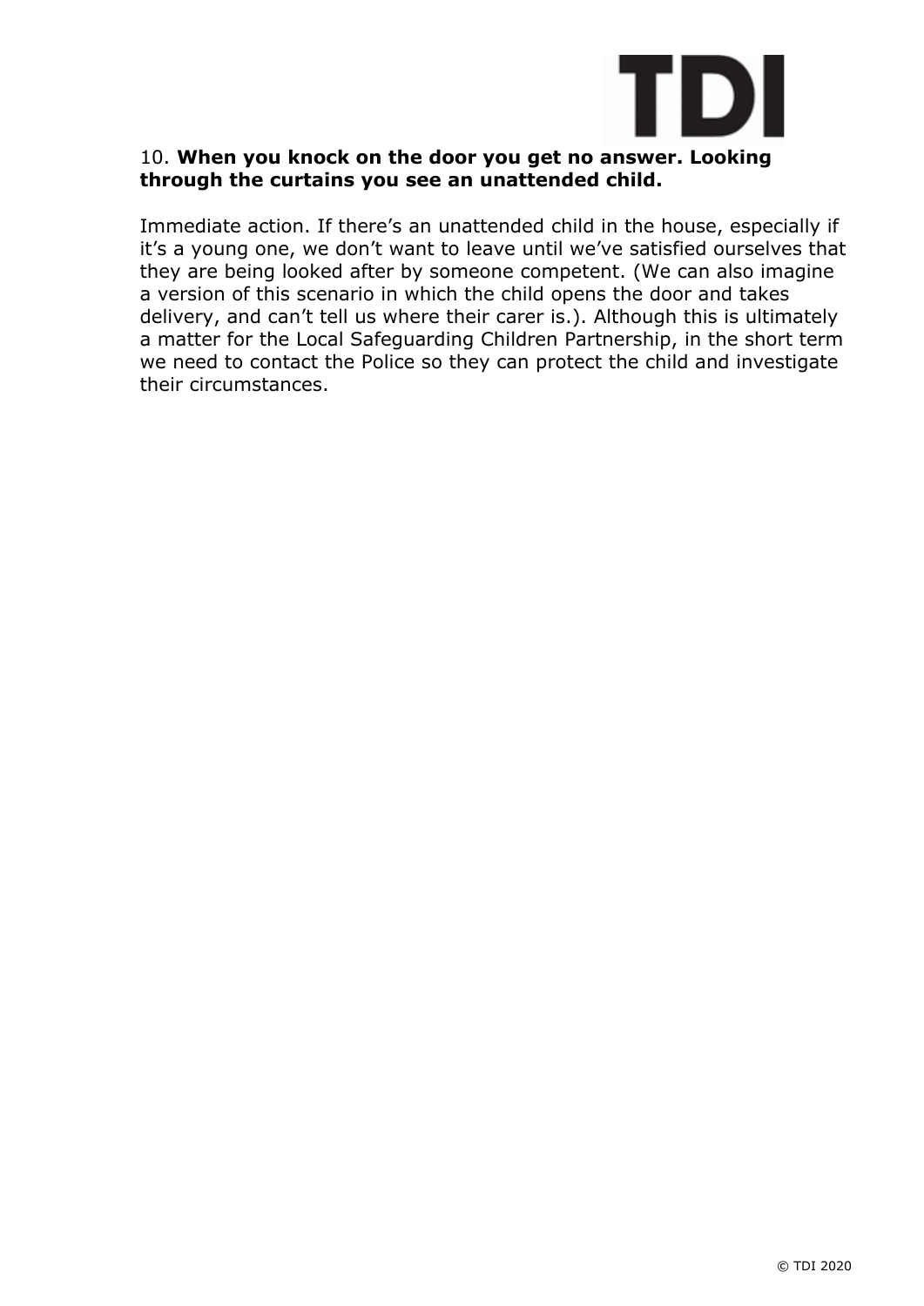10. **When you knock on the door you get no answer. Looking through the curtains you see an unattended child.**

Immediate action. If there's an unattended child in the house, especially if it's a young one, we don't want to leave until we've satisfied ourselves that they are being looked after by someone competent. (We can also imagine a version of this scenario in which the child opens the door and takes delivery, and can't tell us where their carer is.). Although this is ultimately a matter for the Local Safeguarding Children Partnership, in the short term we need to contact the Police so they can protect the child and investigate their circumstances.